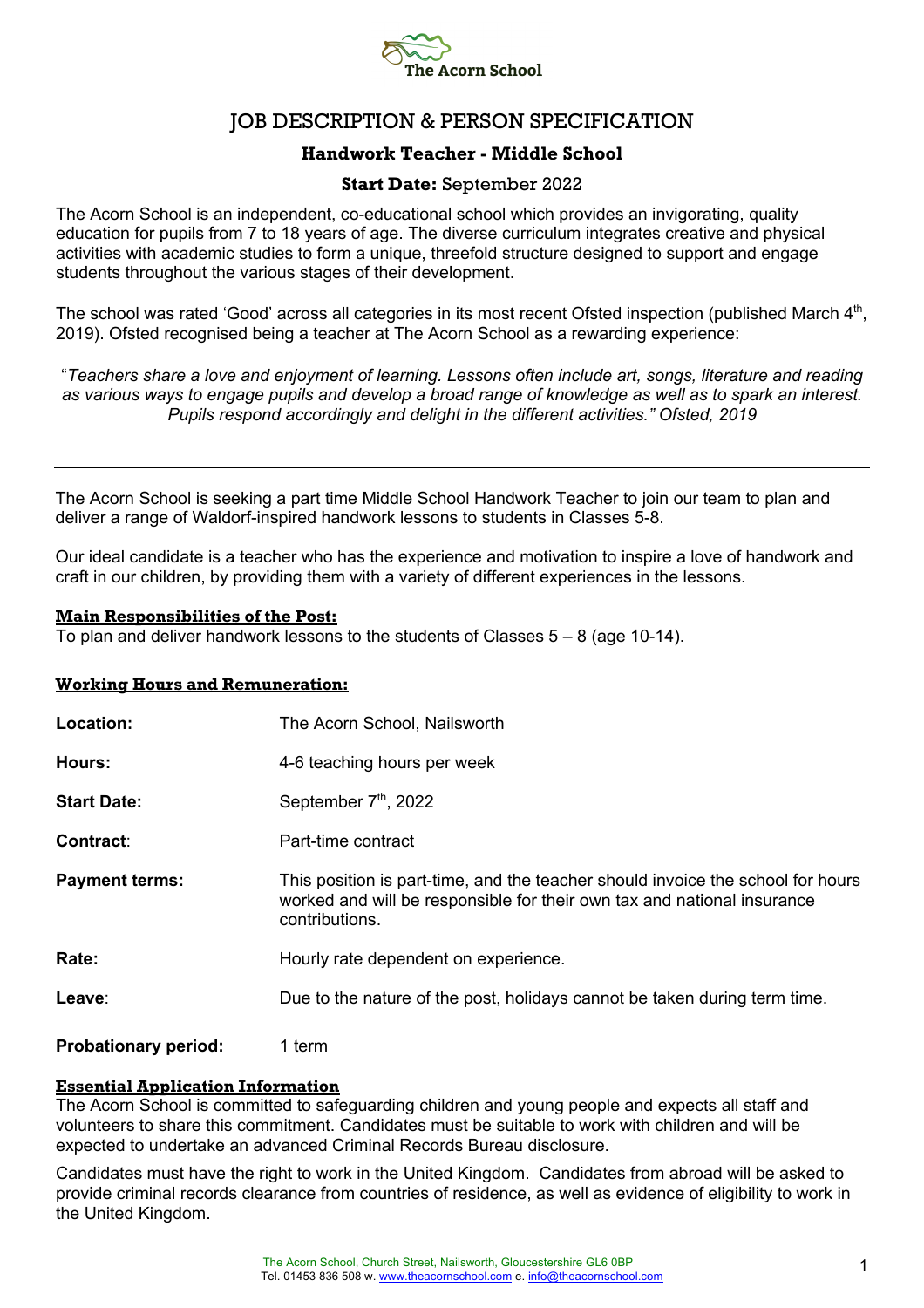The Acorn School

# JOB DESCRIPTION & PERSON SPECIFICATION

## Handwork Teacher - Middle School

**Start Date:** September 2022

The Acorn School is an independent, co-educational school which provides an invigorating, quality education for pupils from 7 to 18 years of age. The diverse curriculum integrates creative and physical activities with academic studies to form a unique, threefold structure designed to support and engage students throughout the various stages of their development.

The school was rated 'Good' across all categories in its most recent Ofsted inspection (published March 4th, 2019). Ofsted recognised being a teacher at The Acorn School as a rewarding experience:

"*Teachers share a love and enjoyment of learning. Lessons often include art, songs, literature and reading as various ways to engage pupils and develop a broad range of knowledge as well as to spark an interest. Pupils respond accordingly and delight in the different activities." Ofsted, 2019*

---

The Acorn School is seeking a part time Middle School Handwork Teacher to join our team to plan and deliver a range of Waldorf-inspired handwork lessons to students in Classes 5-8.

Our ideal candidate is a teacher who has the experience and motivation to inspire a love of handwork and craft in our children, by providing them with a variety of different experiences in the lessons.

### Main Responsibilities of the Post:

To plan and deliver handwork lessons to the students of Classes 5 – 8 (age 10-14).

### Working Hours and Remuneration:

| | |
|---|---|
| **Location:** | The Acorn School, Nailsworth |
| **Hours:** | 4-6 teaching hours per week |
| **Start Date:** | September 7th, 2022 |
| **Contract:** | Part-time contract |
| **Payment terms:** | This position is part-time, and the teacher should invoice the school for hours worked and will be responsible for their own tax and national insurance contributions. |
| **Rate:** | Hourly rate dependent on experience. |
| **Leave:** | Due to the nature of the post, holidays cannot be taken during term time. |
| **Probationary period:** | 1 term |

### Essential Application Information

The Acorn School is committed to safeguarding children and young people and expects all staff and volunteers to share this commitment. Candidates must be suitable to work with children and will be expected to undertake an advanced Criminal Records Bureau disclosure.

Candidates must have the right to work in the United Kingdom. Candidates from abroad will be asked to provide criminal records clearance from countries of residence, as well as evidence of eligibility to work in the United Kingdom.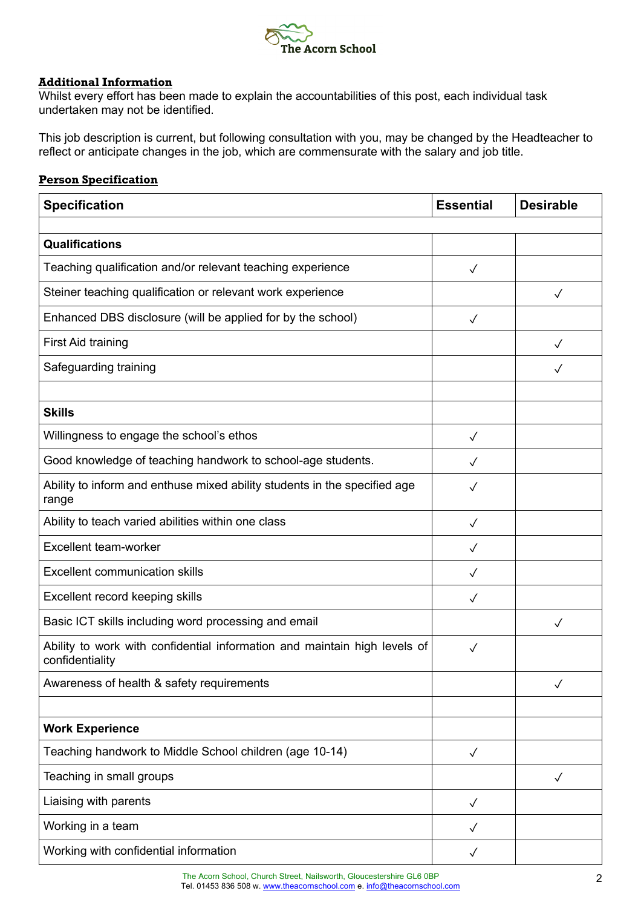## Additional Information

Whilst every effort has been made to explain the accountabilities of this post, each individual task undertaken may not be identified.

This job description is current, but following consultation with you, may be changed by the Headteacher to reflect or anticipate changes in the job, which are commensurate with the salary and job title.

## Person Specification

| Specification | Essential | Desirable |
| --- | --- | --- |
| | | |
| **Qualifications** | | |
| Teaching qualification and/or relevant teaching experience | ✓ | |
| Steiner teaching qualification or relevant work experience | | ✓ |
| Enhanced DBS disclosure (will be applied for by the school) | ✓ | |
| First Aid training | | ✓ |
| Safeguarding training | | ✓ |
| | | |
| **Skills** | | |
| Willingness to engage the school's ethos | ✓ | |
| Good knowledge of teaching handwork to school-age students. | ✓ | |
| Ability to inform and enthuse mixed ability students in the specified age range | ✓ | |
| Ability to teach varied abilities within one class | ✓ | |
| Excellent team-worker | ✓ | |
| Excellent communication skills | ✓ | |
| Excellent record keeping skills | ✓ | |
| Basic ICT skills including word processing and email | | ✓ |
| Ability to work with confidential information and maintain high levels of confidentiality | ✓ | |
| Awareness of health & safety requirements | | ✓ |
| | | |
| **Work Experience** | | |
| Teaching handwork to Middle School children (age 10-14) | ✓ | |
| Teaching in small groups | | ✓ |
| Liaising with parents | ✓ | |
| Working in a team | ✓ | |
| Working with confidential information | ✓ | |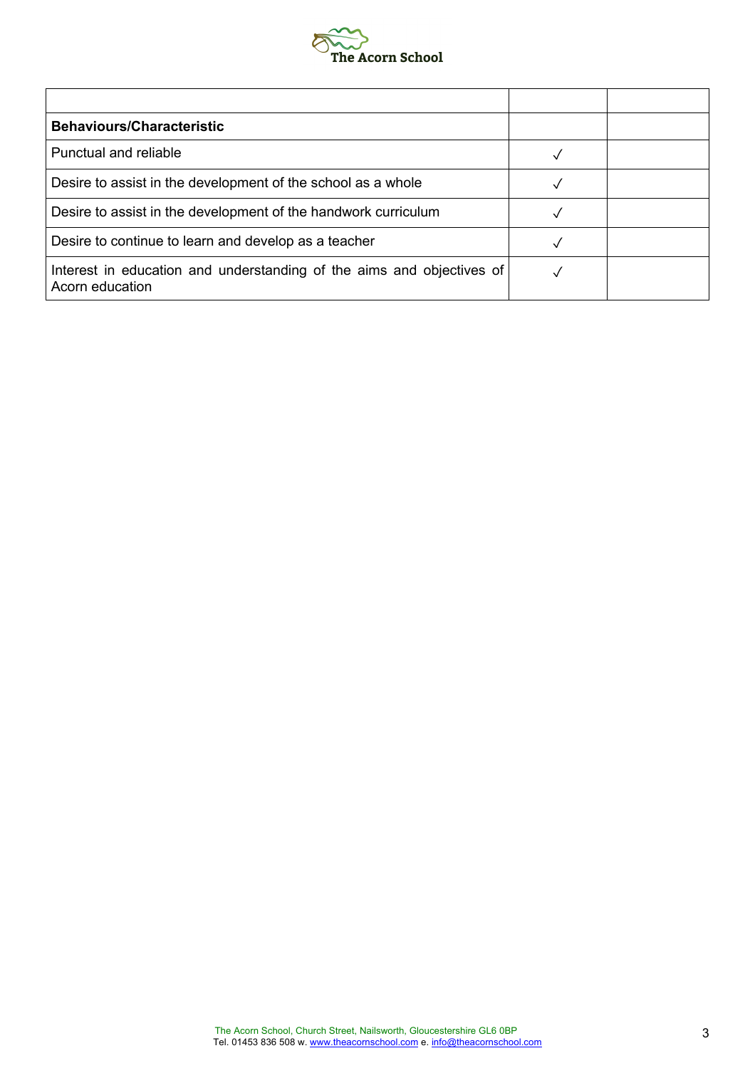| | | |
|---|---|---|
| **Behaviours/Characteristic** | | |
| Punctual and reliable | ✓ | |
| Desire to assist in the development of the school as a whole | ✓ | |
| Desire to assist in the development of the handwork curriculum | ✓ | |
| Desire to continue to learn and develop as a teacher | ✓ | |
| Interest in education and understanding of the aims and objectives of Acorn education | ✓ | |